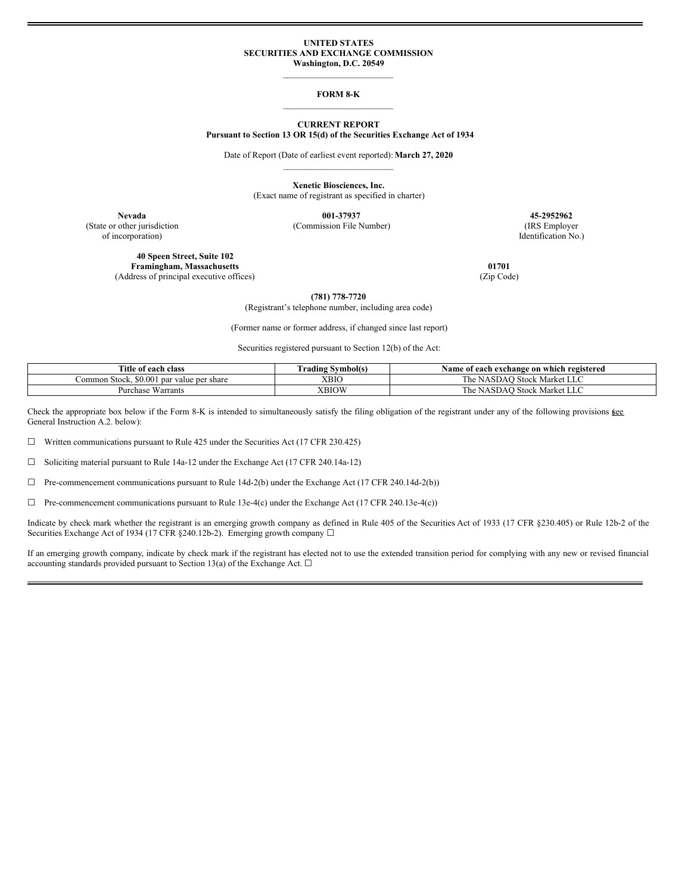**UNITED STATES**
**SECURITIES AND EXCHANGE COMMISSION**
**Washington, D.C. 20549**

---

**FORM 8-K**

---

**CURRENT REPORT**
**Pursuant to Section 13 OR 15(d) of the Securities Exchange Act of 1934**

Date of Report (Date of earliest event reported): **March 27, 2020**

---

**Xenetic Biosciences, Inc.**
(Exact name of registrant as specified in charter)

| **Nevada** | **001-37937** | **45-2952962** |
|---|---|---|
| (State or other jurisdiction of incorporation) | (Commission File Number) | (IRS Employer Identification No.) |

**40 Speen Street, Suite 102**
**Framingham, Massachusetts** **01701**
(Address of principal executive offices) (Zip Code)

**(781) 778-7720**
(Registrant's telephone number, including area code)

(Former name or former address, if changed since last report)

Securities registered pursuant to Section 12(b) of the Act:

| Title of each class | Trading Symbol(s) | Name of each exchange on which registered |
|---|---|---|
| Common Stock, $0.001 par value per share | XBIO | The NASDAQ Stock Market LLC |
| Purchase Warrants | XBIOW | The NASDAQ Stock Market LLC |

Check the appropriate box below if the Form 8-K is intended to simultaneously satisfy the filing obligation of the registrant under any of the following provisions (see General Instruction A.2. below):

☐ Written communications pursuant to Rule 425 under the Securities Act (17 CFR 230.425)

☐ Soliciting material pursuant to Rule 14a-12 under the Exchange Act (17 CFR 240.14a-12)

☐ Pre-commencement communications pursuant to Rule 14d-2(b) under the Exchange Act (17 CFR 240.14d-2(b))

☐ Pre-commencement communications pursuant to Rule 13e-4(c) under the Exchange Act (17 CFR 240.13e-4(c))

Indicate by check mark whether the registrant is an emerging growth company as defined in Rule 405 of the Securities Act of 1933 (17 CFR §230.405) or Rule 12b-2 of the Securities Exchange Act of 1934 (17 CFR §240.12b-2). Emerging growth company ☐

If an emerging growth company, indicate by check mark if the registrant has elected not to use the extended transition period for complying with any new or revised financial accounting standards provided pursuant to Section 13(a) of the Exchange Act. ☐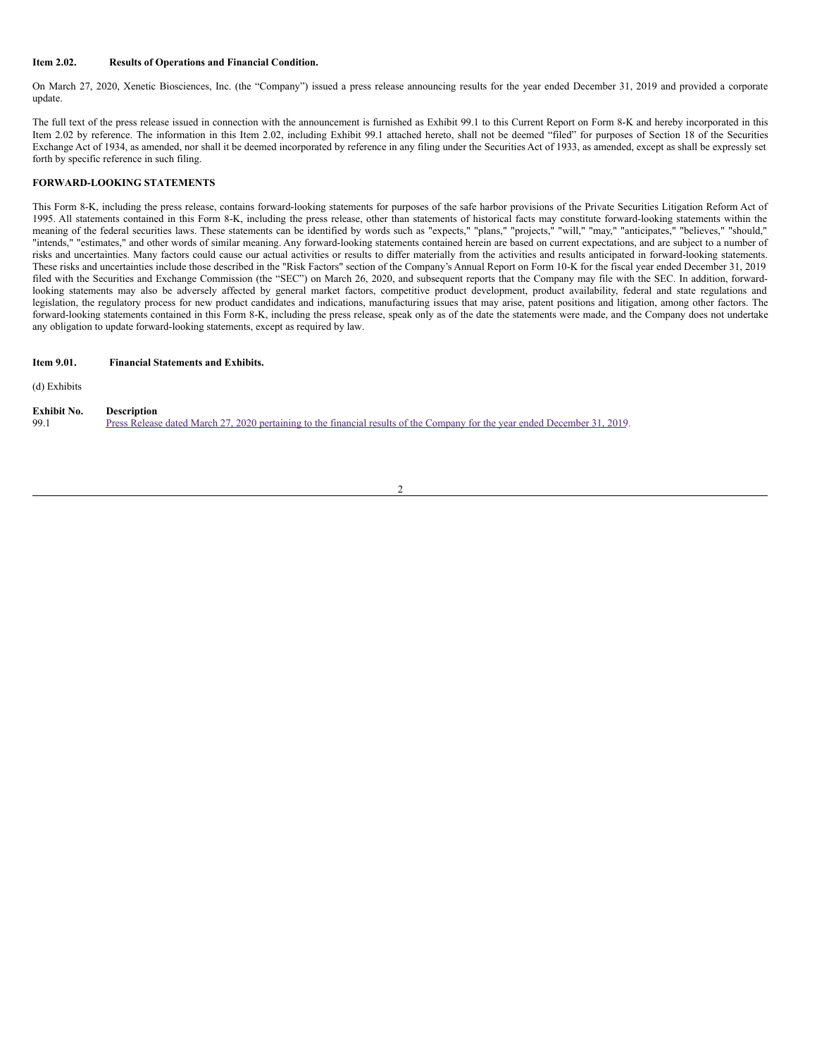**Item 2.02. Results of Operations and Financial Condition.**

On March 27, 2020, Xenetic Biosciences, Inc. (the "Company") issued a press release announcing results for the year ended December 31, 2019 and provided a corporate update.

The full text of the press release issued in connection with the announcement is furnished as Exhibit 99.1 to this Current Report on Form 8-K and hereby incorporated in this Item 2.02 by reference. The information in this Item 2.02, including Exhibit 99.1 attached hereto, shall not be deemed "filed" for purposes of Section 18 of the Securities Exchange Act of 1934, as amended, nor shall it be deemed incorporated by reference in any filing under the Securities Act of 1933, as amended, except as shall be expressly set forth by specific reference in such filing.

**FORWARD-LOOKING STATEMENTS**

This Form 8-K, including the press release, contains forward-looking statements for purposes of the safe harbor provisions of the Private Securities Litigation Reform Act of 1995. All statements contained in this Form 8-K, including the press release, other than statements of historical facts may constitute forward-looking statements within the meaning of the federal securities laws. These statements can be identified by words such as "expects," "plans," "projects," "will," "may," "anticipates," "believes," "should," "intends," "estimates," and other words of similar meaning. Any forward-looking statements contained herein are based on current expectations, and are subject to a number of risks and uncertainties. Many factors could cause our actual activities or results to differ materially from the activities and results anticipated in forward-looking statements. These risks and uncertainties include those described in the "Risk Factors" section of the Company's Annual Report on Form 10-K for the fiscal year ended December 31, 2019 filed with the Securities and Exchange Commission (the "SEC") on March 26, 2020, and subsequent reports that the Company may file with the SEC. In addition, forward-looking statements may also be adversely affected by general market factors, competitive product development, product availability, federal and state regulations and legislation, the regulatory process for new product candidates and indications, manufacturing issues that may arise, patent positions and litigation, among other factors. The forward-looking statements contained in this Form 8-K, including the press release, speak only as of the date the statements were made, and the Company does not undertake any obligation to update forward-looking statements, except as required by law.

**Item 9.01. Financial Statements and Exhibits.**

(d) Exhibits

| Exhibit No. | Description |
|---|---|
| 99.1 | Press Release dated March 27, 2020 pertaining to the financial results of the Company for the year ended December 31, 2019. |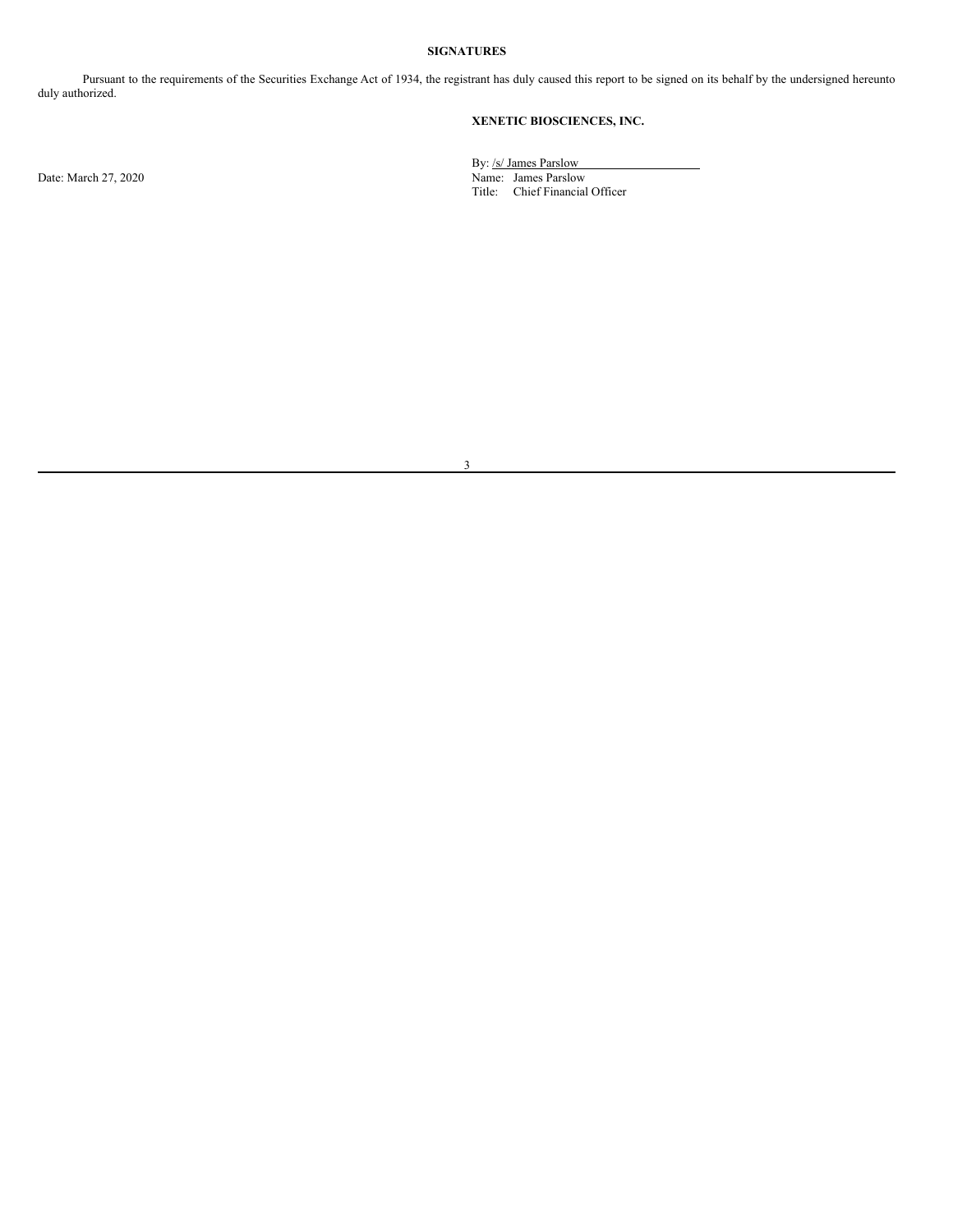**SIGNATURES**

Pursuant to the requirements of the Securities Exchange Act of 1934, the registrant has duly caused this report to be signed on its behalf by the undersigned hereunto duly authorized.

**XENETIC BIOSCIENCES, INC.**

Date: March 27, 2020

By: /s/ James Parslow
Name: James Parslow
Title: Chief Financial Officer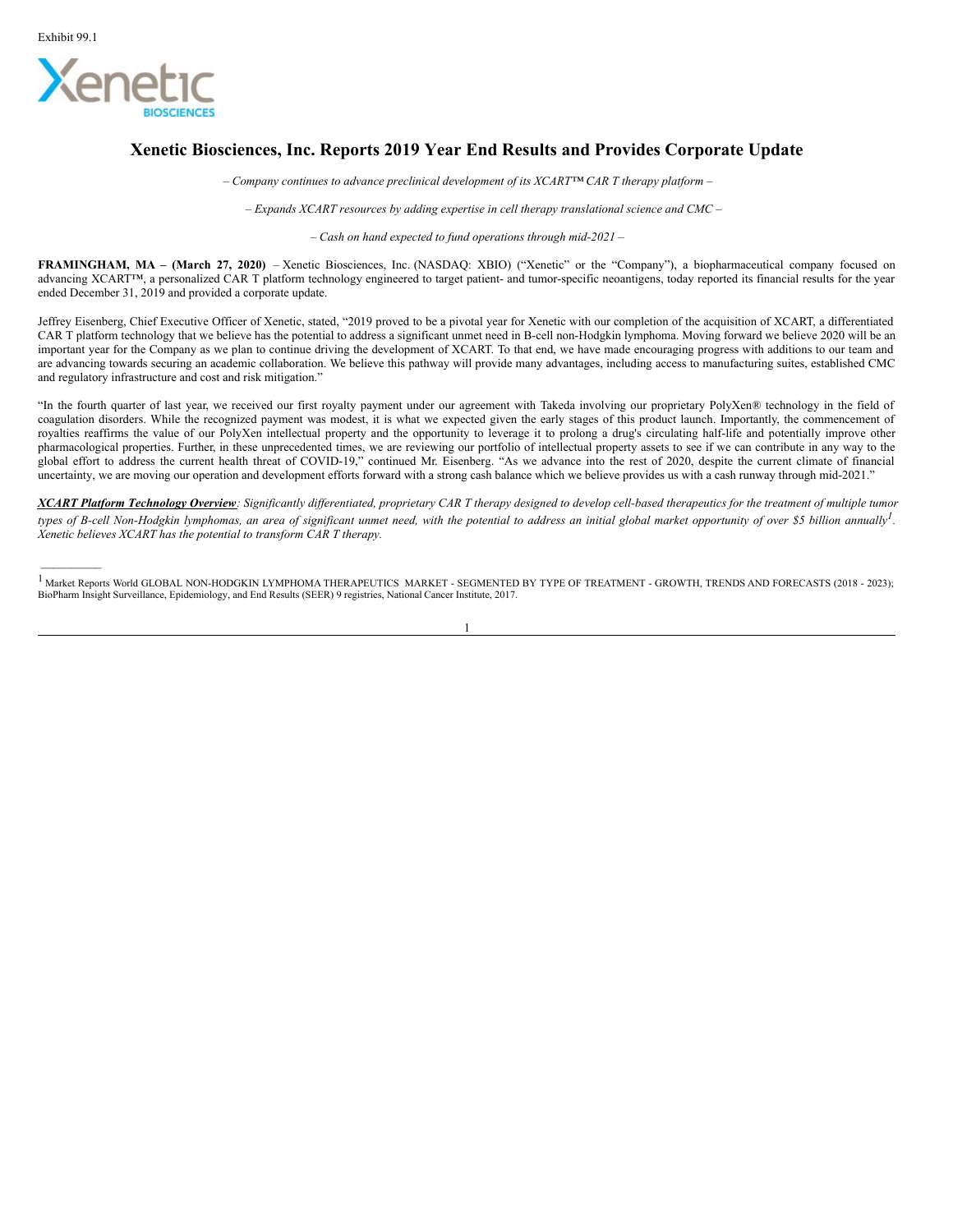Exhibit 99.1

# Xenetic Biosciences, Inc. Reports 2019 Year End Results and Provides Corporate Update

*– Company continues to advance preclinical development of its XCART™ CAR T therapy platform –*

*– Expands XCART resources by adding expertise in cell therapy translational science and CMC –*

*– Cash on hand expected to fund operations through mid-2021 –*

**FRAMINGHAM, MA – (March 27, 2020)** – Xenetic Biosciences, Inc. (NASDAQ: XBIO) ("Xenetic" or the "Company"), a biopharmaceutical company focused on advancing XCART™, a personalized CAR T platform technology engineered to target patient- and tumor-specific neoantigens, today reported its financial results for the year ended December 31, 2019 and provided a corporate update.

Jeffrey Eisenberg, Chief Executive Officer of Xenetic, stated, "2019 proved to be a pivotal year for Xenetic with our completion of the acquisition of XCART, a differentiated CAR T platform technology that we believe has the potential to address a significant unmet need in B-cell non-Hodgkin lymphoma. Moving forward we believe 2020 will be an important year for the Company as we plan to continue driving the development of XCART. To that end, we have made encouraging progress with additions to our team and are advancing towards securing an academic collaboration. We believe this pathway will provide many advantages, including access to manufacturing suites, established CMC and regulatory infrastructure and cost and risk mitigation."

"In the fourth quarter of last year, we received our first royalty payment under our agreement with Takeda involving our proprietary PolyXen® technology in the field of coagulation disorders. While the recognized payment was modest, it is what we expected given the early stages of this product launch. Importantly, the commencement of royalties reaffirms the value of our PolyXen intellectual property and the opportunity to leverage it to prolong a drug's circulating half-life and potentially improve other pharmacological properties. Further, in these unprecedented times, we are reviewing our portfolio of intellectual property assets to see if we can contribute in any way to the global effort to address the current health threat of COVID-19," continued Mr. Eisenberg. "As we advance into the rest of 2020, despite the current climate of financial uncertainty, we are moving our operation and development efforts forward with a strong cash balance which we believe provides us with a cash runway through mid-2021."

***XCART Platform Technology Overview****: Significantly differentiated, proprietary CAR T therapy designed to develop cell-based therapeutics for the treatment of multiple tumor types of B-cell Non-Hodgkin lymphomas, an area of significant unmet need, with the potential to address an initial global market opportunity of over $5 billion annually[1]. Xenetic believes XCART has the potential to transform CAR T therapy.*

---

[1] Market Reports World GLOBAL NON-HODGKIN LYMPHOMA THERAPEUTICS MARKET - SEGMENTED BY TYPE OF TREATMENT - GROWTH, TRENDS AND FORECASTS (2018 - 2023); BioPharm Insight Surveillance, Epidemiology, and End Results (SEER) 9 registries, National Cancer Institute, 2017.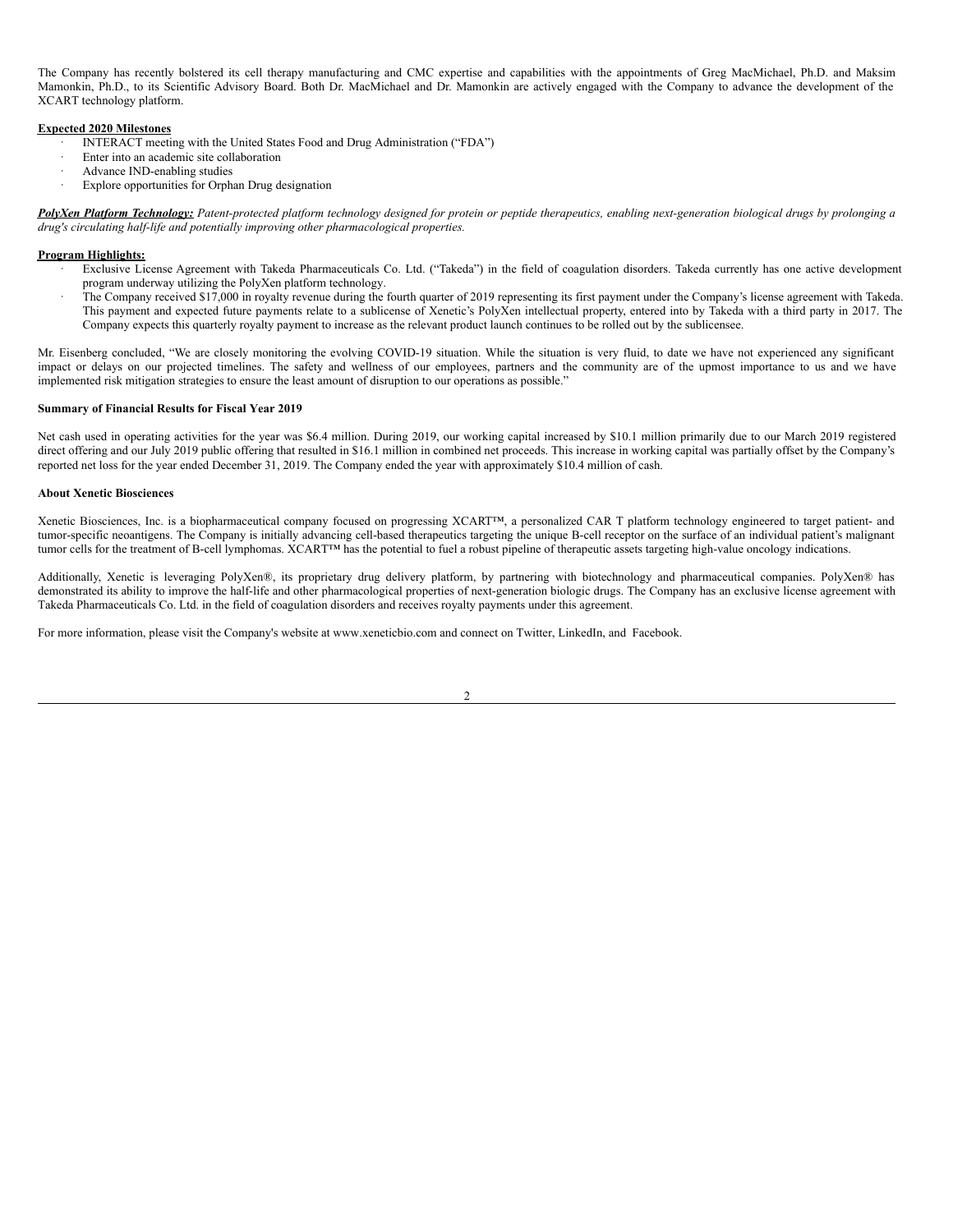The Company has recently bolstered its cell therapy manufacturing and CMC expertise and capabilities with the appointments of Greg MacMichael, Ph.D. and Maksim Mamonkin, Ph.D., to its Scientific Advisory Board. Both Dr. MacMichael and Dr. Mamonkin are actively engaged with the Company to advance the development of the XCART technology platform.

**Expected 2020 Milestones**

- INTERACT meeting with the United States Food and Drug Administration ("FDA")
- Enter into an academic site collaboration
- Advance IND-enabling studies
- Explore opportunities for Orphan Drug designation

***PolyXen Platform Technology:*** *Patent-protected platform technology designed for protein or peptide therapeutics, enabling next-generation biological drugs by prolonging a drug's circulating half-life and potentially improving other pharmacological properties.*

**Program Highlights:**

- Exclusive License Agreement with Takeda Pharmaceuticals Co. Ltd. ("Takeda") in the field of coagulation disorders. Takeda currently has one active development program underway utilizing the PolyXen platform technology.
- The Company received $17,000 in royalty revenue during the fourth quarter of 2019 representing its first payment under the Company's license agreement with Takeda. This payment and expected future payments relate to a sublicense of Xenetic's PolyXen intellectual property, entered into by Takeda with a third party in 2017. The Company expects this quarterly royalty payment to increase as the relevant product launch continues to be rolled out by the sublicensee.

Mr. Eisenberg concluded, "We are closely monitoring the evolving COVID-19 situation. While the situation is very fluid, to date we have not experienced any significant impact or delays on our projected timelines. The safety and wellness of our employees, partners and the community are of the upmost importance to us and we have implemented risk mitigation strategies to ensure the least amount of disruption to our operations as possible."

**Summary of Financial Results for Fiscal Year 2019**

Net cash used in operating activities for the year was $6.4 million. During 2019, our working capital increased by $10.1 million primarily due to our March 2019 registered direct offering and our July 2019 public offering that resulted in $16.1 million in combined net proceeds. This increase in working capital was partially offset by the Company's reported net loss for the year ended December 31, 2019. The Company ended the year with approximately $10.4 million of cash.

**About Xenetic Biosciences**

Xenetic Biosciences, Inc. is a biopharmaceutical company focused on progressing XCART™, a personalized CAR T platform technology engineered to target patient- and tumor-specific neoantigens. The Company is initially advancing cell-based therapeutics targeting the unique B-cell receptor on the surface of an individual patient's malignant tumor cells for the treatment of B-cell lymphomas. XCART™ has the potential to fuel a robust pipeline of therapeutic assets targeting high-value oncology indications.

Additionally, Xenetic is leveraging PolyXen®, its proprietary drug delivery platform, by partnering with biotechnology and pharmaceutical companies. PolyXen® has demonstrated its ability to improve the half-life and other pharmacological properties of next-generation biologic drugs. The Company has an exclusive license agreement with Takeda Pharmaceuticals Co. Ltd. in the field of coagulation disorders and receives royalty payments under this agreement.

For more information, please visit the Company's website at www.xeneticbio.com and connect on Twitter, LinkedIn, and Facebook.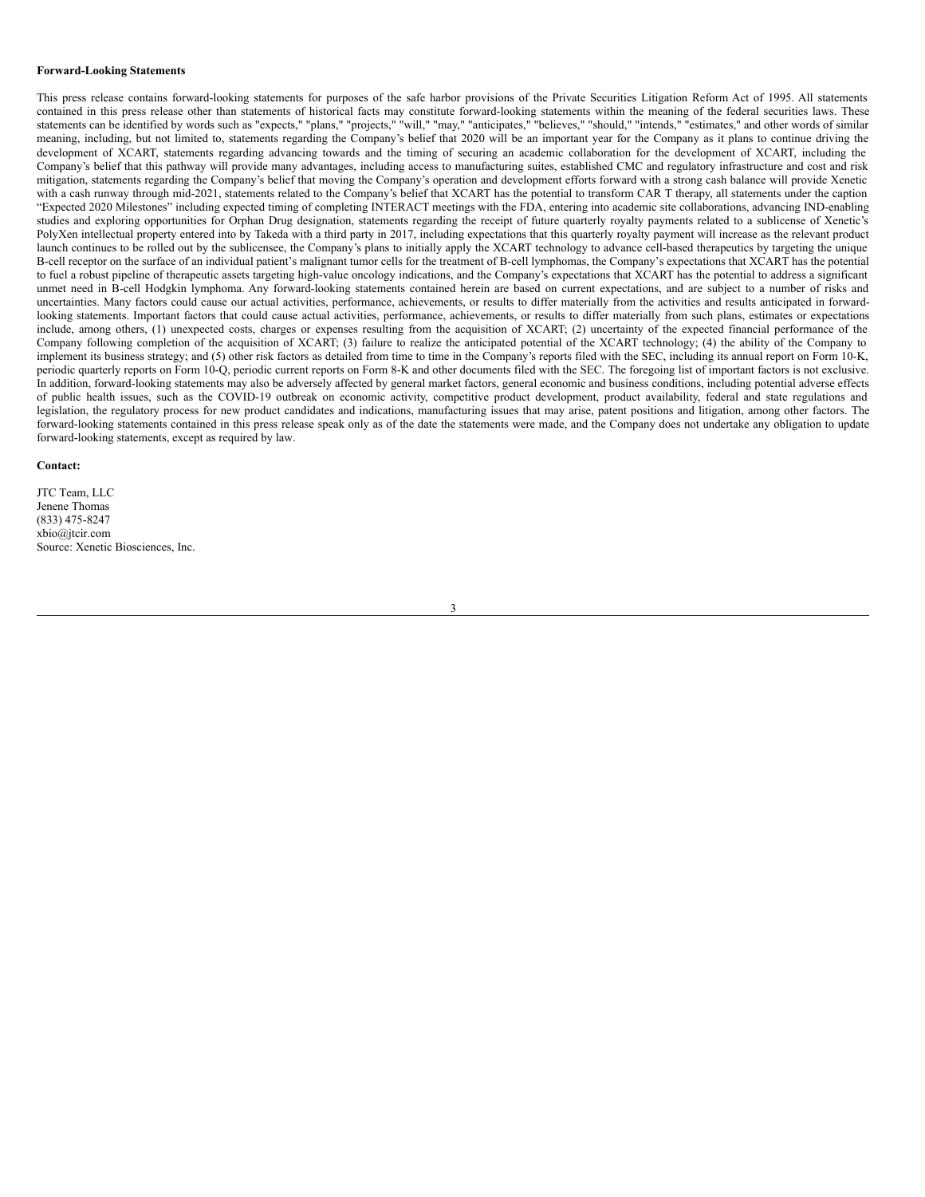**Forward-Looking Statements**

This press release contains forward-looking statements for purposes of the safe harbor provisions of the Private Securities Litigation Reform Act of 1995. All statements contained in this press release other than statements of historical facts may constitute forward-looking statements within the meaning of the federal securities laws. These statements can be identified by words such as "expects," "plans," "projects," "will," "may," "anticipates," "believes," "should," "intends," "estimates," and other words of similar meaning, including, but not limited to, statements regarding the Company's belief that 2020 will be an important year for the Company as it plans to continue driving the development of XCART, statements regarding advancing towards and the timing of securing an academic collaboration for the development of XCART, including the Company's belief that this pathway will provide many advantages, including access to manufacturing suites, established CMC and regulatory infrastructure and cost and risk mitigation, statements regarding the Company's belief that moving the Company's operation and development efforts forward with a strong cash balance will provide Xenetic with a cash runway through mid-2021, statements related to the Company's belief that XCART has the potential to transform CAR T therapy, all statements under the caption "Expected 2020 Milestones" including expected timing of completing INTERACT meetings with the FDA, entering into academic site collaborations, advancing IND-enabling studies and exploring opportunities for Orphan Drug designation, statements regarding the receipt of future quarterly royalty payments related to a sublicense of Xenetic's PolyXen intellectual property entered into by Takeda with a third party in 2017, including expectations that this quarterly royalty payment will increase as the relevant product launch continues to be rolled out by the sublicensee, the Company's plans to initially apply the XCART technology to advance cell-based therapeutics by targeting the unique B-cell receptor on the surface of an individual patient's malignant tumor cells for the treatment of B-cell lymphomas, the Company's expectations that XCART has the potential to fuel a robust pipeline of therapeutic assets targeting high-value oncology indications, and the Company's expectations that XCART has the potential to address a significant unmet need in B-cell Hodgkin lymphoma. Any forward-looking statements contained herein are based on current expectations, and are subject to a number of risks and uncertainties. Many factors could cause our actual activities, performance, achievements, or results to differ materially from the activities and results anticipated in forward-looking statements. Important factors that could cause actual activities, performance, achievements, or results to differ materially from such plans, estimates or expectations include, among others, (1) unexpected costs, charges or expenses resulting from the acquisition of XCART; (2) uncertainty of the expected financial performance of the Company following completion of the acquisition of XCART; (3) failure to realize the anticipated potential of the XCART technology; (4) the ability of the Company to implement its business strategy; and (5) other risk factors as detailed from time to time in the Company's reports filed with the SEC, including its annual report on Form 10-K, periodic quarterly reports on Form 10-Q, periodic current reports on Form 8-K and other documents filed with the SEC. The foregoing list of important factors is not exclusive. In addition, forward-looking statements may also be adversely affected by general market factors, general economic and business conditions, including potential adverse effects of public health issues, such as the COVID-19 outbreak on economic activity, competitive product development, product availability, federal and state regulations and legislation, the regulatory process for new product candidates and indications, manufacturing issues that may arise, patent positions and litigation, among other factors. The forward-looking statements contained in this press release speak only as of the date the statements were made, and the Company does not undertake any obligation to update forward-looking statements, except as required by law.

**Contact:**

JTC Team, LLC
Jenene Thomas
(833) 475-8247
xbio@jtcir.com
Source: Xenetic Biosciences, Inc.